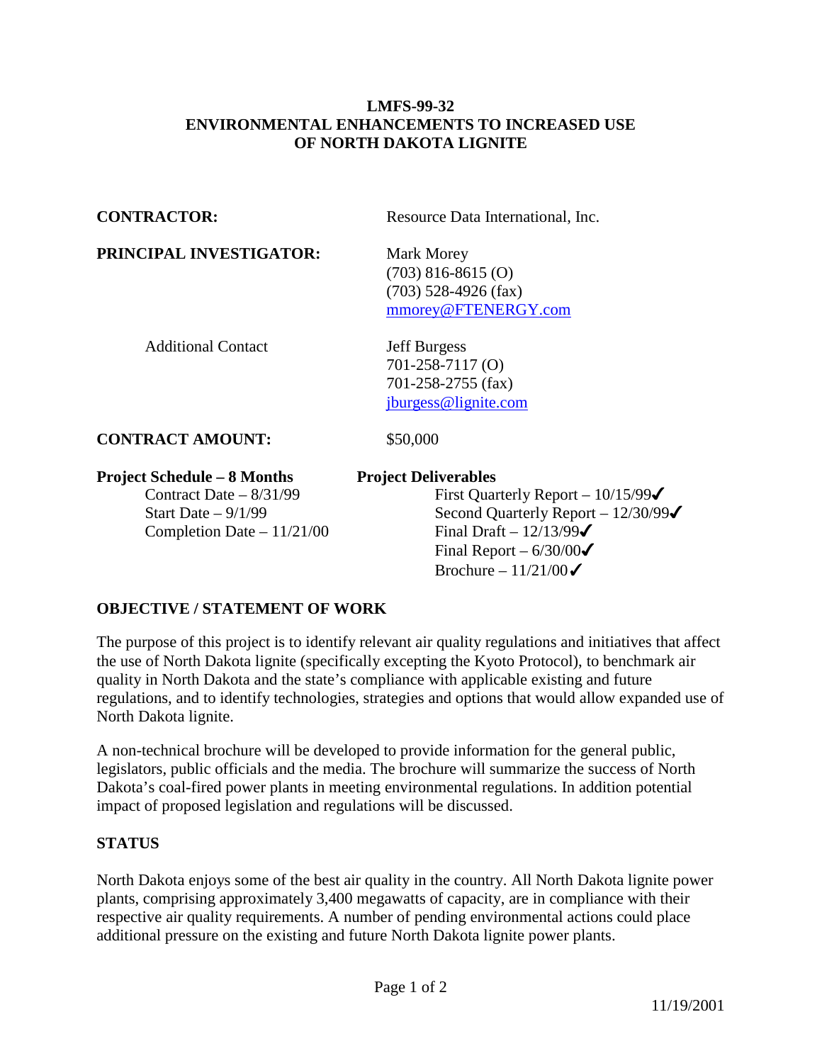# LMFS-99-32
# ENVIRONMENTAL ENHANCEMENTS TO INCREASED USE OF NORTH DAKOTA LIGNITE

**CONTRACTOR:** Resource Data International, Inc.

**PRINCIPAL INVESTIGATOR:** Mark Morey
(703) 816-8615 (O)
(703) 528-4926 (fax)
mmorey@FTENERGY.com

Additional Contact: Jeff Burgess
701-258-7117 (O)
701-258-2755 (fax)
jburgess@lignite.com

**CONTRACT AMOUNT:** $50,000

**Project Schedule – 8 Months**

- Contract Date – 8/31/99
- Start Date – 9/1/99
- Completion Date – 11/21/00

**Project Deliverables**

- First Quarterly Report – 10/15/99✓
- Second Quarterly Report – 12/30/99✓
- Final Draft – 12/13/99✓
- Final Report – 6/30/00✓
- Brochure – 11/21/00✓

## OBJECTIVE / STATEMENT OF WORK

The purpose of this project is to identify relevant air quality regulations and initiatives that affect the use of North Dakota lignite (specifically excepting the Kyoto Protocol), to benchmark air quality in North Dakota and the state's compliance with applicable existing and future regulations, and to identify technologies, strategies and options that would allow expanded use of North Dakota lignite.

A non-technical brochure will be developed to provide information for the general public, legislators, public officials and the media. The brochure will summarize the success of North Dakota's coal-fired power plants in meeting environmental regulations. In addition potential impact of proposed legislation and regulations will be discussed.

## STATUS

North Dakota enjoys some of the best air quality in the country. All North Dakota lignite power plants, comprising approximately 3,400 megawatts of capacity, are in compliance with their respective air quality requirements. A number of pending environmental actions could place additional pressure on the existing and future North Dakota lignite power plants.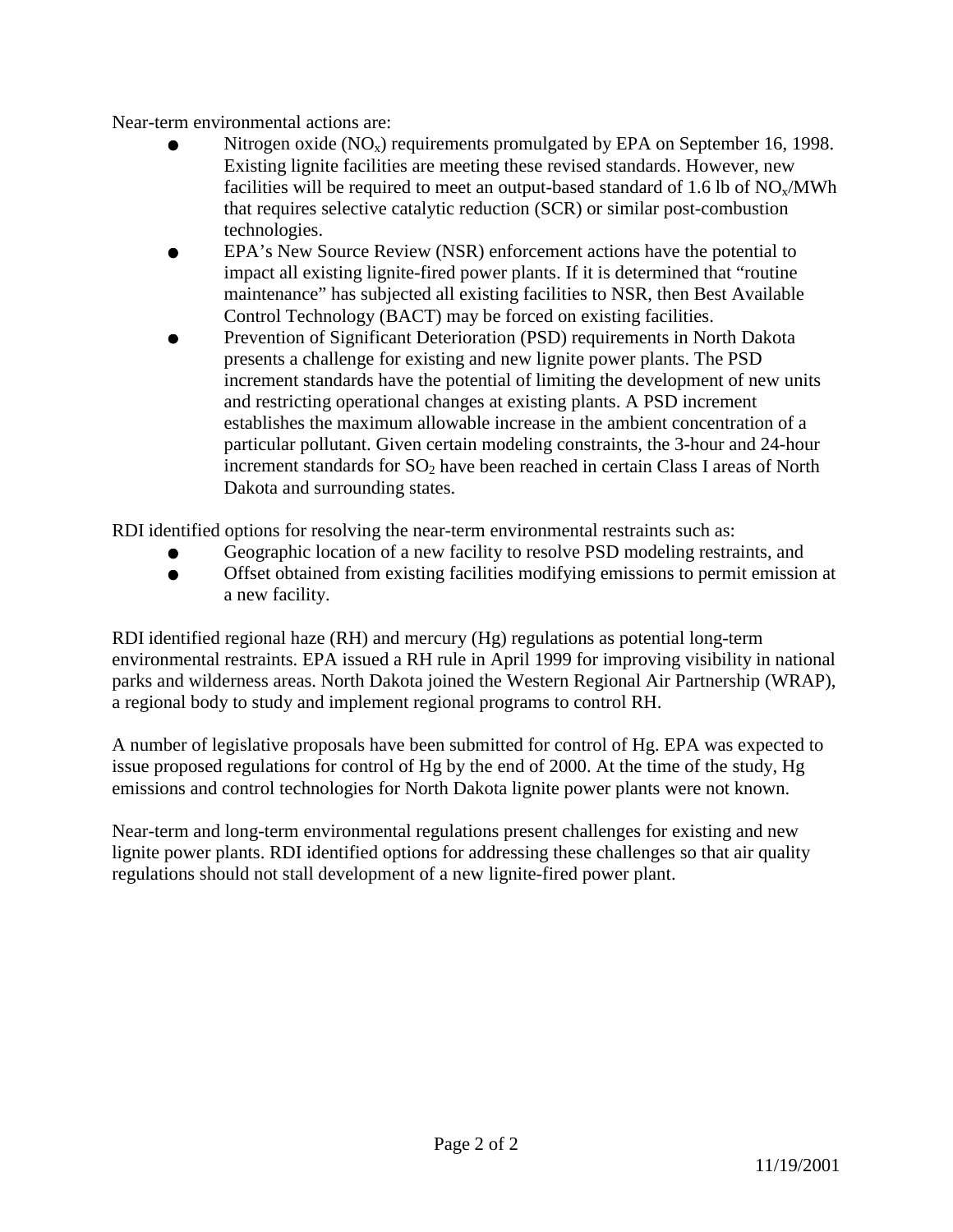Near-term environmental actions are:

- Nitrogen oxide ($NO_x$) requirements promulgated by EPA on September 16, 1998. Existing lignite facilities are meeting these revised standards. However, new facilities will be required to meet an output-based standard of 1.6 lb of $NO_x$/MWh that requires selective catalytic reduction (SCR) or similar post-combustion technologies.
- EPA's New Source Review (NSR) enforcement actions have the potential to impact all existing lignite-fired power plants. If it is determined that "routine maintenance" has subjected all existing facilities to NSR, then Best Available Control Technology (BACT) may be forced on existing facilities.
- Prevention of Significant Deterioration (PSD) requirements in North Dakota presents a challenge for existing and new lignite power plants. The PSD increment standards have the potential of limiting the development of new units and restricting operational changes at existing plants. A PSD increment establishes the maximum allowable increase in the ambient concentration of a particular pollutant. Given certain modeling constraints, the 3-hour and 24-hour increment standards for $SO_2$ have been reached in certain Class I areas of North Dakota and surrounding states.

RDI identified options for resolving the near-term environmental restraints such as:

- Geographic location of a new facility to resolve PSD modeling restraints, and
- Offset obtained from existing facilities modifying emissions to permit emission at a new facility.

RDI identified regional haze (RH) and mercury (Hg) regulations as potential long-term environmental restraints. EPA issued a RH rule in April 1999 for improving visibility in national parks and wilderness areas. North Dakota joined the Western Regional Air Partnership (WRAP), a regional body to study and implement regional programs to control RH.

A number of legislative proposals have been submitted for control of Hg. EPA was expected to issue proposed regulations for control of Hg by the end of 2000. At the time of the study, Hg emissions and control technologies for North Dakota lignite power plants were not known.

Near-term and long-term environmental regulations present challenges for existing and new lignite power plants. RDI identified options for addressing these challenges so that air quality regulations should not stall development of a new lignite-fired power plant.

11/19/2001